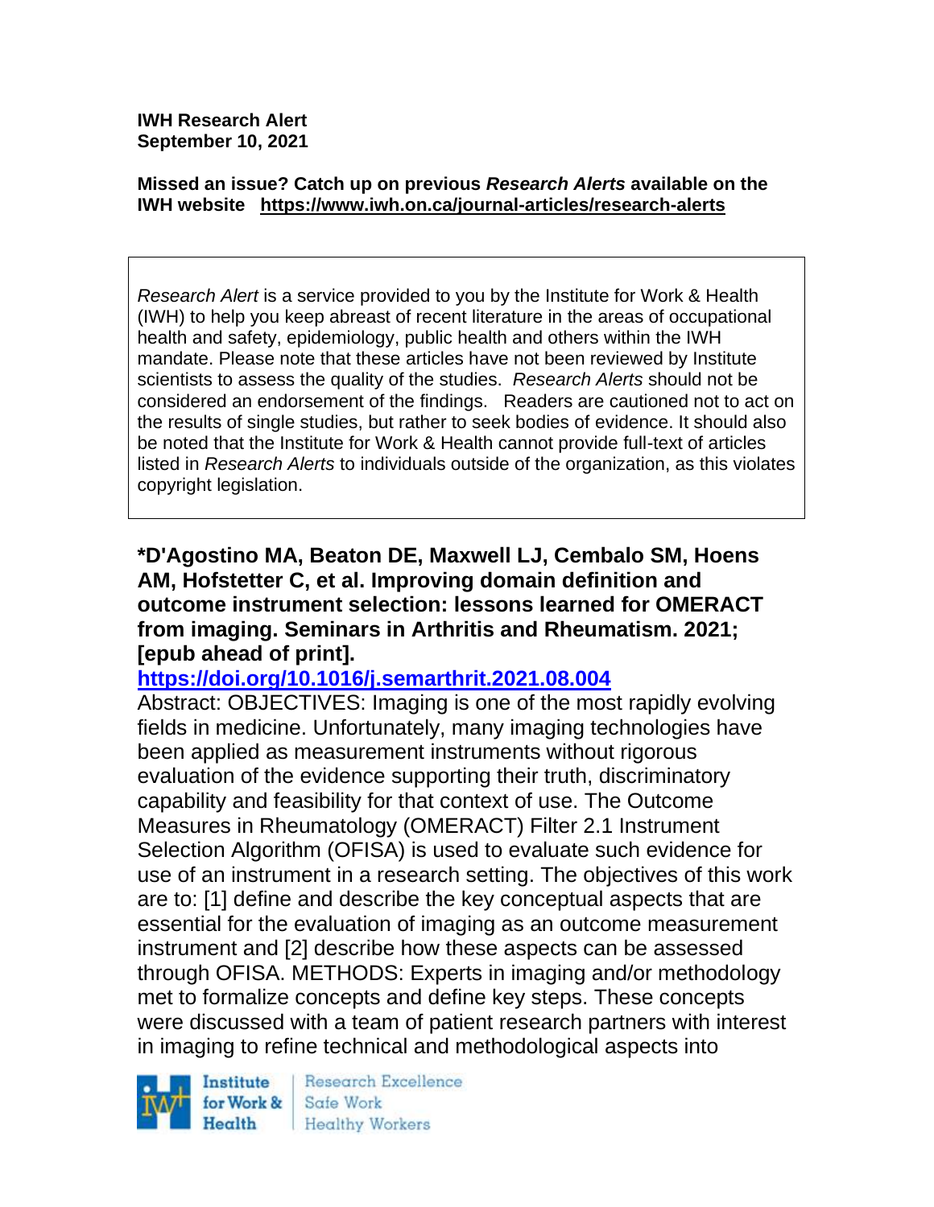**IWH Research Alert**
**September 10, 2021**

**Missed an issue? Catch up on previous *Research Alerts* available on the IWH website https://www.iwh.on.ca/journal-articles/research-alerts**

*Research Alert* is a service provided to you by the Institute for Work & Health (IWH) to help you keep abreast of recent literature in the areas of occupational health and safety, epidemiology, public health and others within the IWH mandate. Please note that these articles have not been reviewed by Institute scientists to assess the quality of the studies. *Research Alerts* should not be considered an endorsement of the findings. Readers are cautioned not to act on the results of single studies, but rather to seek bodies of evidence. It should also be noted that the Institute for Work & Health cannot provide full-text of articles listed in *Research Alerts* to individuals outside of the organization, as this violates copyright legislation.

**\*D'Agostino MA, Beaton DE, Maxwell LJ, Cembalo SM, Hoens AM, Hofstetter C, et al. Improving domain definition and outcome instrument selection: lessons learned for OMERACT from imaging. Seminars in Arthritis and Rheumatism. 2021; [epub ahead of print].**

**https://doi.org/10.1016/j.semarthrit.2021.08.004**

Abstract: OBJECTIVES: Imaging is one of the most rapidly evolving fields in medicine. Unfortunately, many imaging technologies have been applied as measurement instruments without rigorous evaluation of the evidence supporting their truth, discriminatory capability and feasibility for that context of use. The Outcome Measures in Rheumatology (OMERACT) Filter 2.1 Instrument Selection Algorithm (OFISA) is used to evaluate such evidence for use of an instrument in a research setting. The objectives of this work are to: [1] define and describe the key conceptual aspects that are essential for the evaluation of imaging as an outcome measurement instrument and [2] describe how these aspects can be assessed through OFISA. METHODS: Experts in imaging and/or methodology met to formalize concepts and define key steps. These concepts were discussed with a team of patient research partners with interest in imaging to refine technical and methodological aspects into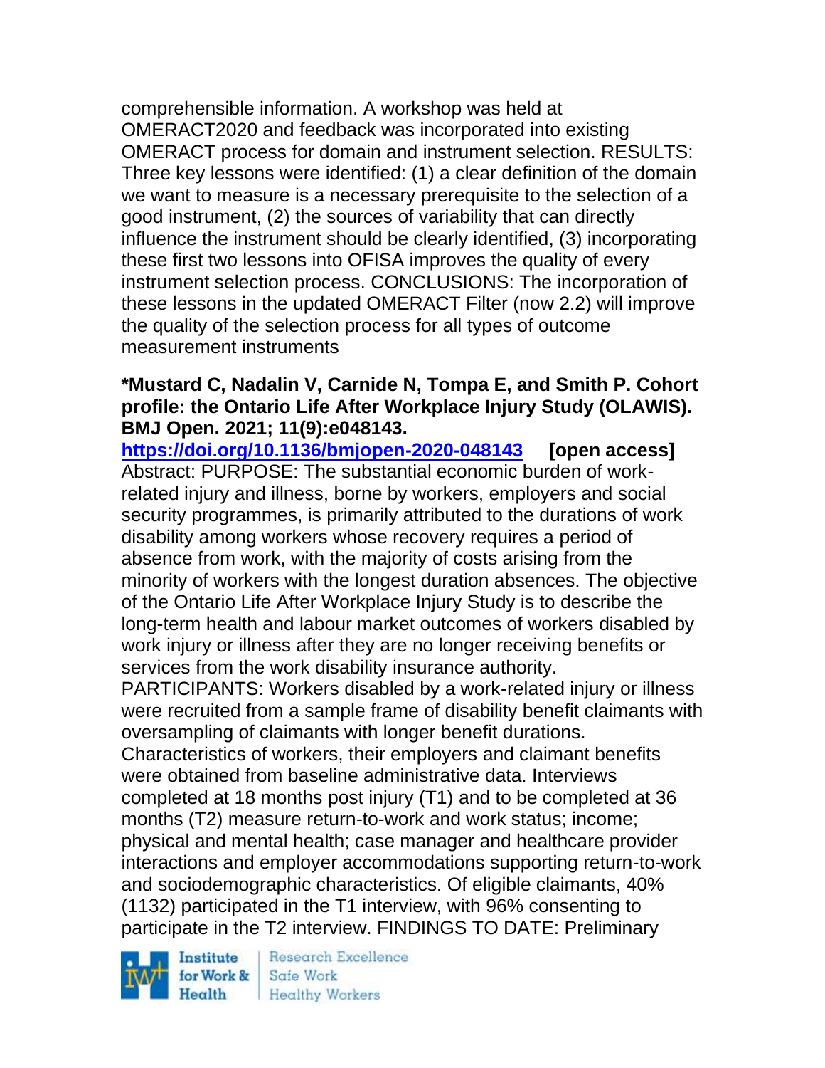comprehensible information. A workshop was held at OMERACT2020 and feedback was incorporated into existing OMERACT process for domain and instrument selection. RESULTS: Three key lessons were identified: (1) a clear definition of the domain we want to measure is a necessary prerequisite to the selection of a good instrument, (2) the sources of variability that can directly influence the instrument should be clearly identified, (3) incorporating these first two lessons into OFISA improves the quality of every instrument selection process. CONCLUSIONS: The incorporation of these lessons in the updated OMERACT Filter (now 2.2) will improve the quality of the selection process for all types of outcome measurement instruments

**\*Mustard C, Nadalin V, Carnide N, Tompa E, and Smith P. Cohort profile: the Ontario Life After Workplace Injury Study (OLAWIS). BMJ Open. 2021; 11(9):e048143.**

**https://doi.org/10.1136/bmjopen-2020-048143 [open access]**

Abstract: PURPOSE: The substantial economic burden of work-related injury and illness, borne by workers, employers and social security programmes, is primarily attributed to the durations of work disability among workers whose recovery requires a period of absence from work, with the majority of costs arising from the minority of workers with the longest duration absences. The objective of the Ontario Life After Workplace Injury Study is to describe the long-term health and labour market outcomes of workers disabled by work injury or illness after they are no longer receiving benefits or services from the work disability insurance authority. PARTICIPANTS: Workers disabled by a work-related injury or illness were recruited from a sample frame of disability benefit claimants with oversampling of claimants with longer benefit durations. Characteristics of workers, their employers and claimant benefits were obtained from baseline administrative data. Interviews completed at 18 months post injury (T1) and to be completed at 36 months (T2) measure return-to-work and work status; income; physical and mental health; case manager and healthcare provider interactions and employer accommodations supporting return-to-work and sociodemographic characteristics. Of eligible claimants, 40% (1132) participated in the T1 interview, with 96% consenting to participate in the T2 interview. FINDINGS TO DATE: Preliminary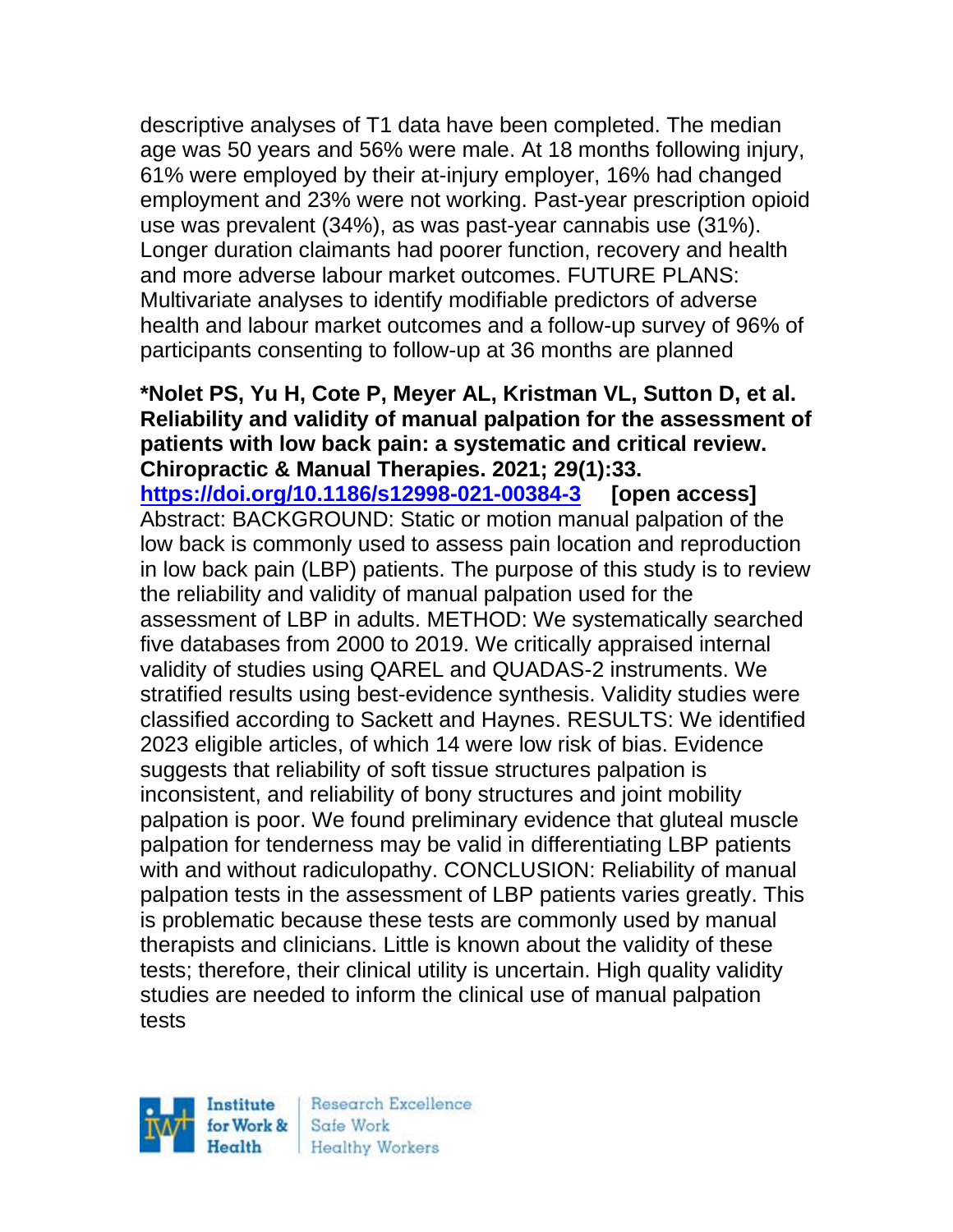descriptive analyses of T1 data have been completed. The median age was 50 years and 56% were male. At 18 months following injury, 61% were employed by their at-injury employer, 16% had changed employment and 23% were not working. Past-year prescription opioid use was prevalent (34%), as was past-year cannabis use (31%). Longer duration claimants had poorer function, recovery and health and more adverse labour market outcomes. FUTURE PLANS: Multivariate analyses to identify modifiable predictors of adverse health and labour market outcomes and a follow-up survey of 96% of participants consenting to follow-up at 36 months are planned

**\*Nolet PS, Yu H, Cote P, Meyer AL, Kristman VL, Sutton D, et al. Reliability and validity of manual palpation for the assessment of patients with low back pain: a systematic and critical review. Chiropractic & Manual Therapies. 2021; 29(1):33. https://doi.org/10.1186/s12998-021-00384-3 [open access]**
Abstract: BACKGROUND: Static or motion manual palpation of the low back is commonly used to assess pain location and reproduction in low back pain (LBP) patients. The purpose of this study is to review the reliability and validity of manual palpation used for the assessment of LBP in adults. METHOD: We systematically searched five databases from 2000 to 2019. We critically appraised internal validity of studies using QAREL and QUADAS-2 instruments. We stratified results using best-evidence synthesis. Validity studies were classified according to Sackett and Haynes. RESULTS: We identified 2023 eligible articles, of which 14 were low risk of bias. Evidence suggests that reliability of soft tissue structures palpation is inconsistent, and reliability of bony structures and joint mobility palpation is poor. We found preliminary evidence that gluteal muscle palpation for tenderness may be valid in differentiating LBP patients with and without radiculopathy. CONCLUSION: Reliability of manual palpation tests in the assessment of LBP patients varies greatly. This is problematic because these tests are commonly used by manual therapists and clinicians. Little is known about the validity of these tests; therefore, their clinical utility is uncertain. High quality validity studies are needed to inform the clinical use of manual palpation tests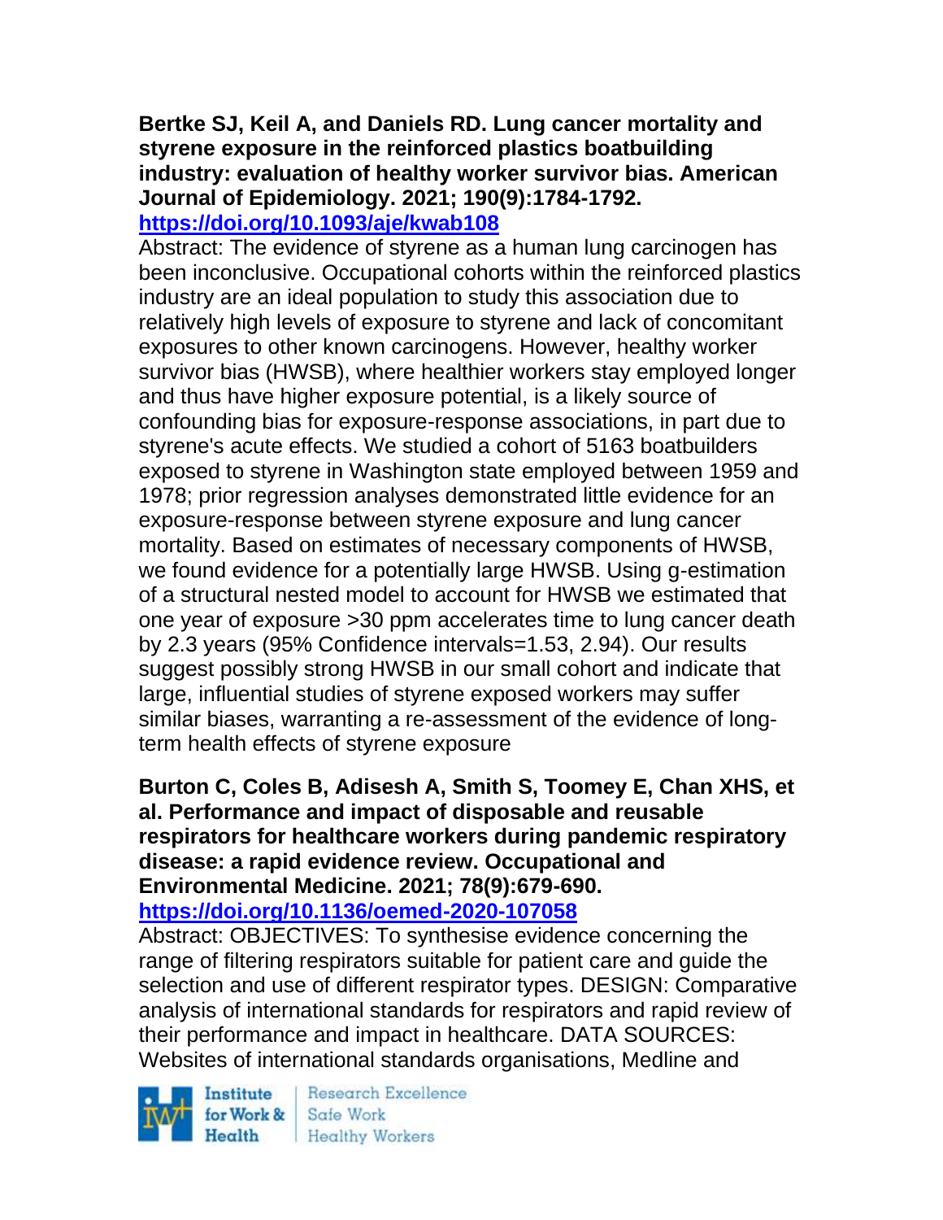**Bertke SJ, Keil A, and Daniels RD. Lung cancer mortality and styrene exposure in the reinforced plastics boatbuilding industry: evaluation of healthy worker survivor bias. American Journal of Epidemiology. 2021; 190(9):1784-1792.**
**https://doi.org/10.1093/aje/kwab108**

Abstract: The evidence of styrene as a human lung carcinogen has been inconclusive. Occupational cohorts within the reinforced plastics industry are an ideal population to study this association due to relatively high levels of exposure to styrene and lack of concomitant exposures to other known carcinogens. However, healthy worker survivor bias (HWSB), where healthier workers stay employed longer and thus have higher exposure potential, is a likely source of confounding bias for exposure-response associations, in part due to styrene's acute effects. We studied a cohort of 5163 boatbuilders exposed to styrene in Washington state employed between 1959 and 1978; prior regression analyses demonstrated little evidence for an exposure-response between styrene exposure and lung cancer mortality. Based on estimates of necessary components of HWSB, we found evidence for a potentially large HWSB. Using g-estimation of a structural nested model to account for HWSB we estimated that one year of exposure >30 ppm accelerates time to lung cancer death by 2.3 years (95% Confidence intervals=1.53, 2.94). Our results suggest possibly strong HWSB in our small cohort and indicate that large, influential studies of styrene exposed workers may suffer similar biases, warranting a re-assessment of the evidence of long-term health effects of styrene exposure

**Burton C, Coles B, Adisesh A, Smith S, Toomey E, Chan XHS, et al. Performance and impact of disposable and reusable respirators for healthcare workers during pandemic respiratory disease: a rapid evidence review. Occupational and Environmental Medicine. 2021; 78(9):679-690.**
**https://doi.org/10.1136/oemed-2020-107058**

Abstract: OBJECTIVES: To synthesise evidence concerning the range of filtering respirators suitable for patient care and guide the selection and use of different respirator types. DESIGN: Comparative analysis of international standards for respirators and rapid review of their performance and impact in healthcare. DATA SOURCES: Websites of international standards organisations, Medline and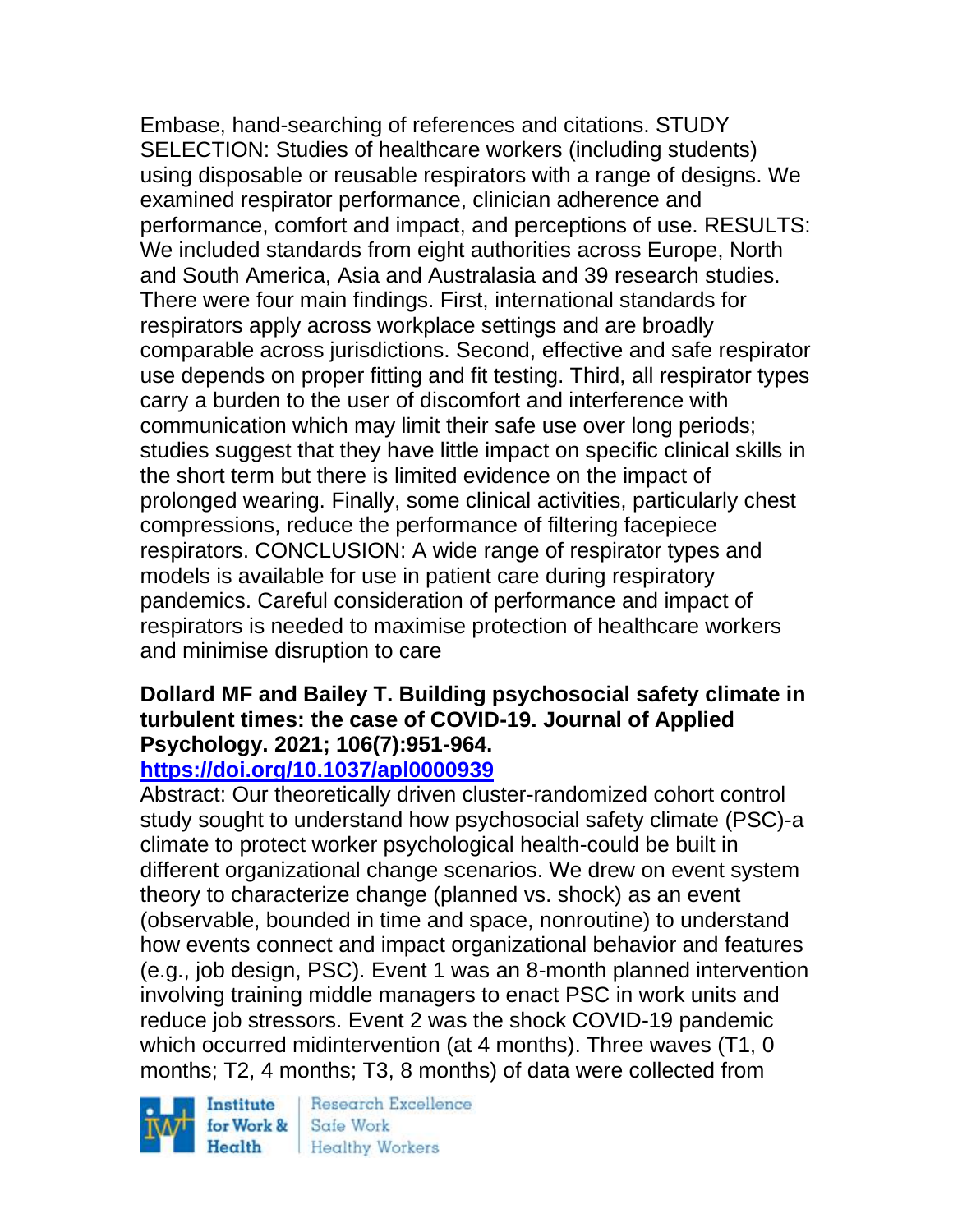Embase, hand-searching of references and citations. STUDY SELECTION: Studies of healthcare workers (including students) using disposable or reusable respirators with a range of designs. We examined respirator performance, clinician adherence and performance, comfort and impact, and perceptions of use. RESULTS: We included standards from eight authorities across Europe, North and South America, Asia and Australasia and 39 research studies. There were four main findings. First, international standards for respirators apply across workplace settings and are broadly comparable across jurisdictions. Second, effective and safe respirator use depends on proper fitting and fit testing. Third, all respirator types carry a burden to the user of discomfort and interference with communication which may limit their safe use over long periods; studies suggest that they have little impact on specific clinical skills in the short term but there is limited evidence on the impact of prolonged wearing. Finally, some clinical activities, particularly chest compressions, reduce the performance of filtering facepiece respirators. CONCLUSION: A wide range of respirator types and models is available for use in patient care during respiratory pandemics. Careful consideration of performance and impact of respirators is needed to maximise protection of healthcare workers and minimise disruption to care

**Dollard MF and Bailey T. Building psychosocial safety climate in turbulent times: the case of COVID-19. Journal of Applied Psychology. 2021; 106(7):951-964.**
**https://doi.org/10.1037/apl0000939**

Abstract: Our theoretically driven cluster-randomized cohort control study sought to understand how psychosocial safety climate (PSC)-a climate to protect worker psychological health-could be built in different organizational change scenarios. We drew on event system theory to characterize change (planned vs. shock) as an event (observable, bounded in time and space, nonroutine) to understand how events connect and impact organizational behavior and features (e.g., job design, PSC). Event 1 was an 8-month planned intervention involving training middle managers to enact PSC in work units and reduce job stressors. Event 2 was the shock COVID-19 pandemic which occurred midintervention (at 4 months). Three waves (T1, 0 months; T2, 4 months; T3, 8 months) of data were collected from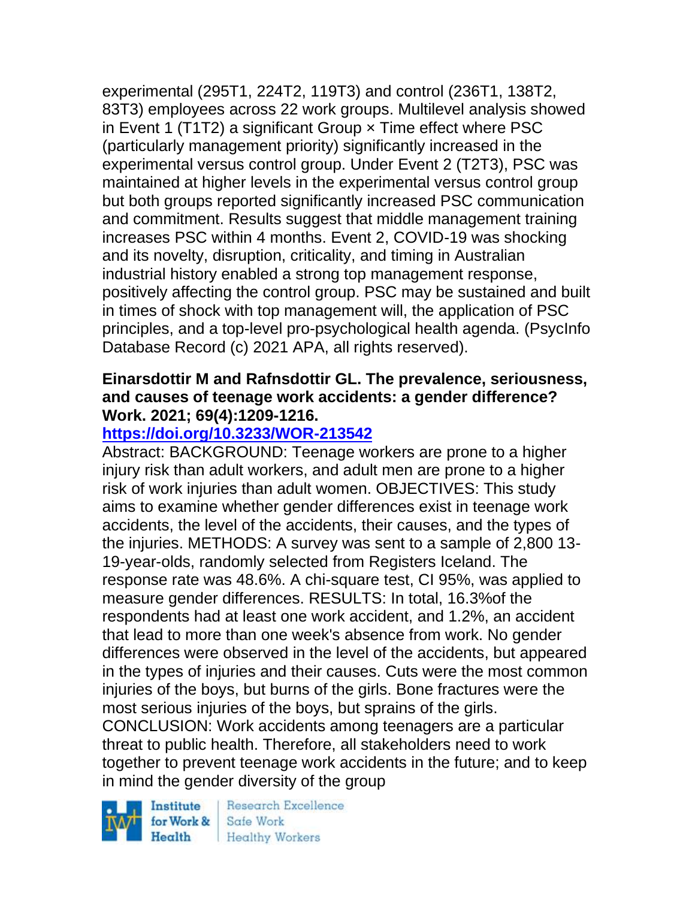experimental (295T1, 224T2, 119T3) and control (236T1, 138T2, 83T3) employees across 22 work groups. Multilevel analysis showed in Event 1 (T1T2) a significant Group × Time effect where PSC (particularly management priority) significantly increased in the experimental versus control group. Under Event 2 (T2T3), PSC was maintained at higher levels in the experimental versus control group but both groups reported significantly increased PSC communication and commitment. Results suggest that middle management training increases PSC within 4 months. Event 2, COVID-19 was shocking and its novelty, disruption, criticality, and timing in Australian industrial history enabled a strong top management response, positively affecting the control group. PSC may be sustained and built in times of shock with top management will, the application of PSC principles, and a top-level pro-psychological health agenda. (PsycInfo Database Record (c) 2021 APA, all rights reserved).

**Einarsdottir M and Rafnsdottir GL. The prevalence, seriousness, and causes of teenage work accidents: a gender difference? Work. 2021; 69(4):1209-1216.**

**https://doi.org/10.3233/WOR-213542**

Abstract: BACKGROUND: Teenage workers are prone to a higher injury risk than adult workers, and adult men are prone to a higher risk of work injuries than adult women. OBJECTIVES: This study aims to examine whether gender differences exist in teenage work accidents, the level of the accidents, their causes, and the types of the injuries. METHODS: A survey was sent to a sample of 2,800 13-19-year-olds, randomly selected from Registers Iceland. The response rate was 48.6%. A chi-square test, CI 95%, was applied to measure gender differences. RESULTS: In total, 16.3%of the respondents had at least one work accident, and 1.2%, an accident that lead to more than one week's absence from work. No gender differences were observed in the level of the accidents, but appeared in the types of injuries and their causes. Cuts were the most common injuries of the boys, but burns of the girls. Bone fractures were the most serious injuries of the boys, but sprains of the girls. CONCLUSION: Work accidents among teenagers are a particular threat to public health. Therefore, all stakeholders need to work together to prevent teenage work accidents in the future; and to keep in mind the gender diversity of the group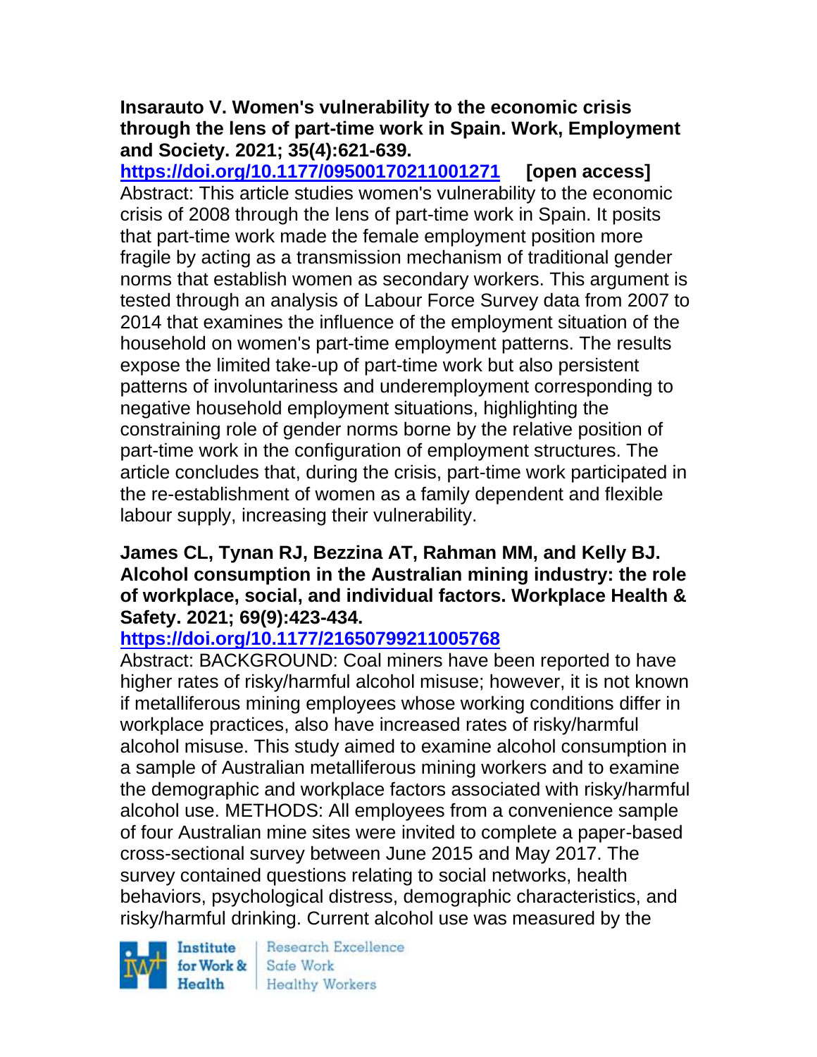**Insarauto V. Women's vulnerability to the economic crisis through the lens of part-time work in Spain. Work, Employment and Society. 2021; 35(4):621-639.**
https://doi.org/10.1177/09500170211001271 **[open access]**
Abstract: This article studies women's vulnerability to the economic crisis of 2008 through the lens of part-time work in Spain. It posits that part-time work made the female employment position more fragile by acting as a transmission mechanism of traditional gender norms that establish women as secondary workers. This argument is tested through an analysis of Labour Force Survey data from 2007 to 2014 that examines the influence of the employment situation of the household on women's part-time employment patterns. The results expose the limited take-up of part-time work but also persistent patterns of involuntariness and underemployment corresponding to negative household employment situations, highlighting the constraining role of gender norms borne by the relative position of part-time work in the configuration of employment structures. The article concludes that, during the crisis, part-time work participated in the re-establishment of women as a family dependent and flexible labour supply, increasing their vulnerability.

**James CL, Tynan RJ, Bezzina AT, Rahman MM, and Kelly BJ. Alcohol consumption in the Australian mining industry: the role of workplace, social, and individual factors. Workplace Health & Safety. 2021; 69(9):423-434.**
https://doi.org/10.1177/21650799211005768
Abstract: BACKGROUND: Coal miners have been reported to have higher rates of risky/harmful alcohol misuse; however, it is not known if metalliferous mining employees whose working conditions differ in workplace practices, also have increased rates of risky/harmful alcohol misuse. This study aimed to examine alcohol consumption in a sample of Australian metalliferous mining workers and to examine the demographic and workplace factors associated with risky/harmful alcohol use. METHODS: All employees from a convenience sample of four Australian mine sites were invited to complete a paper-based cross-sectional survey between June 2015 and May 2017. The survey contained questions relating to social networks, health behaviors, psychological distress, demographic characteristics, and risky/harmful drinking. Current alcohol use was measured by the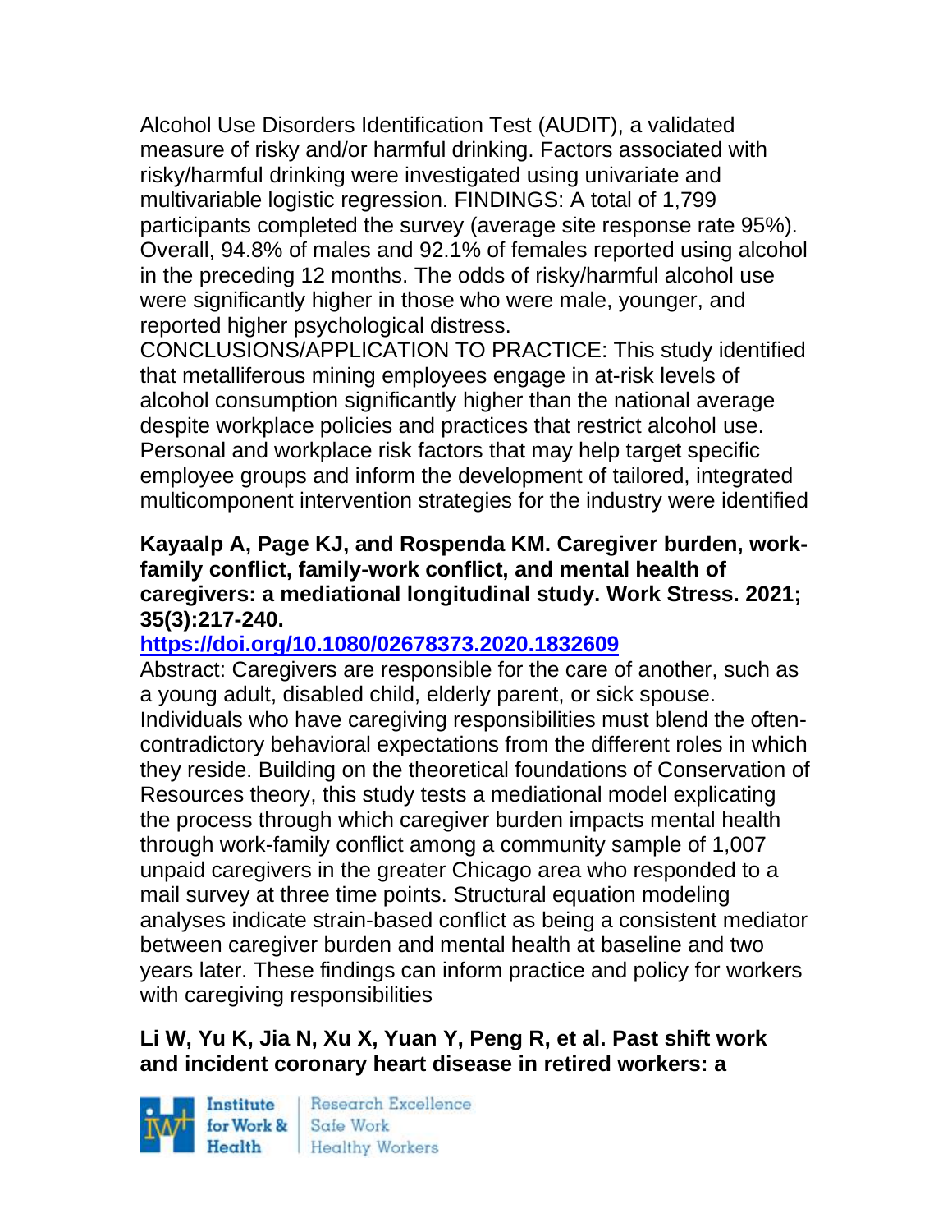Alcohol Use Disorders Identification Test (AUDIT), a validated measure of risky and/or harmful drinking. Factors associated with risky/harmful drinking were investigated using univariate and multivariable logistic regression. FINDINGS: A total of 1,799 participants completed the survey (average site response rate 95%). Overall, 94.8% of males and 92.1% of females reported using alcohol in the preceding 12 months. The odds of risky/harmful alcohol use were significantly higher in those who were male, younger, and reported higher psychological distress.
CONCLUSIONS/APPLICATION TO PRACTICE: This study identified that metalliferous mining employees engage in at-risk levels of alcohol consumption significantly higher than the national average despite workplace policies and practices that restrict alcohol use. Personal and workplace risk factors that may help target specific employee groups and inform the development of tailored, integrated multicomponent intervention strategies for the industry were identified

**Kayaalp A, Page KJ, and Rospenda KM. Caregiver burden, work-family conflict, family-work conflict, and mental health of caregivers: a mediational longitudinal study. Work Stress. 2021; 35(3):217-240.**

**https://doi.org/10.1080/02678373.2020.1832609**

Abstract: Caregivers are responsible for the care of another, such as a young adult, disabled child, elderly parent, or sick spouse. Individuals who have caregiving responsibilities must blend the often-contradictory behavioral expectations from the different roles in which they reside. Building on the theoretical foundations of Conservation of Resources theory, this study tests a mediational model explicating the process through which caregiver burden impacts mental health through work-family conflict among a community sample of 1,007 unpaid caregivers in the greater Chicago area who responded to a mail survey at three time points. Structural equation modeling analyses indicate strain-based conflict as being a consistent mediator between caregiver burden and mental health at baseline and two years later. These findings can inform practice and policy for workers with caregiving responsibilities

**Li W, Yu K, Jia N, Xu X, Yuan Y, Peng R, et al. Past shift work and incident coronary heart disease in retired workers: a**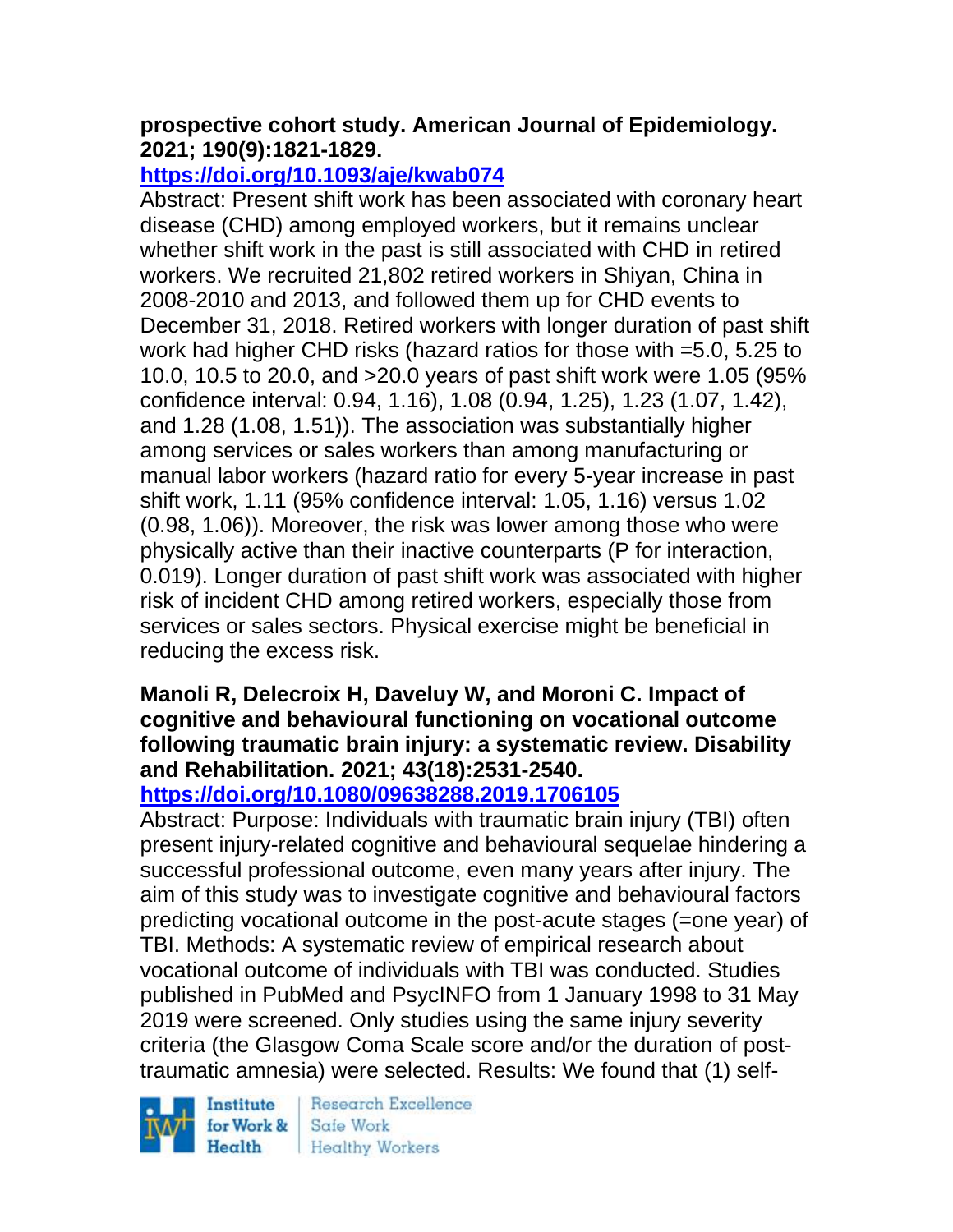**prospective cohort study. American Journal of Epidemiology. 2021; 190(9):1821-1829.**
**https://doi.org/10.1093/aje/kwab074**

Abstract: Present shift work has been associated with coronary heart disease (CHD) among employed workers, but it remains unclear whether shift work in the past is still associated with CHD in retired workers. We recruited 21,802 retired workers in Shiyan, China in 2008-2010 and 2013, and followed them up for CHD events to December 31, 2018. Retired workers with longer duration of past shift work had higher CHD risks (hazard ratios for those with =5.0, 5.25 to 10.0, 10.5 to 20.0, and >20.0 years of past shift work were 1.05 (95% confidence interval: 0.94, 1.16), 1.08 (0.94, 1.25), 1.23 (1.07, 1.42), and 1.28 (1.08, 1.51)). The association was substantially higher among services or sales workers than among manufacturing or manual labor workers (hazard ratio for every 5-year increase in past shift work, 1.11 (95% confidence interval: 1.05, 1.16) versus 1.02 (0.98, 1.06)). Moreover, the risk was lower among those who were physically active than their inactive counterparts (P for interaction, 0.019). Longer duration of past shift work was associated with higher risk of incident CHD among retired workers, especially those from services or sales sectors. Physical exercise might be beneficial in reducing the excess risk.

**Manoli R, Delecroix H, Daveluy W, and Moroni C. Impact of cognitive and behavioural functioning on vocational outcome following traumatic brain injury: a systematic review. Disability and Rehabilitation. 2021; 43(18):2531-2540.**
**https://doi.org/10.1080/09638288.2019.1706105**

Abstract: Purpose: Individuals with traumatic brain injury (TBI) often present injury-related cognitive and behavioural sequelae hindering a successful professional outcome, even many years after injury. The aim of this study was to investigate cognitive and behavioural factors predicting vocational outcome in the post-acute stages (=one year) of TBI. Methods: A systematic review of empirical research about vocational outcome of individuals with TBI was conducted. Studies published in PubMed and PsycINFO from 1 January 1998 to 31 May 2019 were screened. Only studies using the same injury severity criteria (the Glasgow Coma Scale score and/or the duration of post-traumatic amnesia) were selected. Results: We found that (1) self-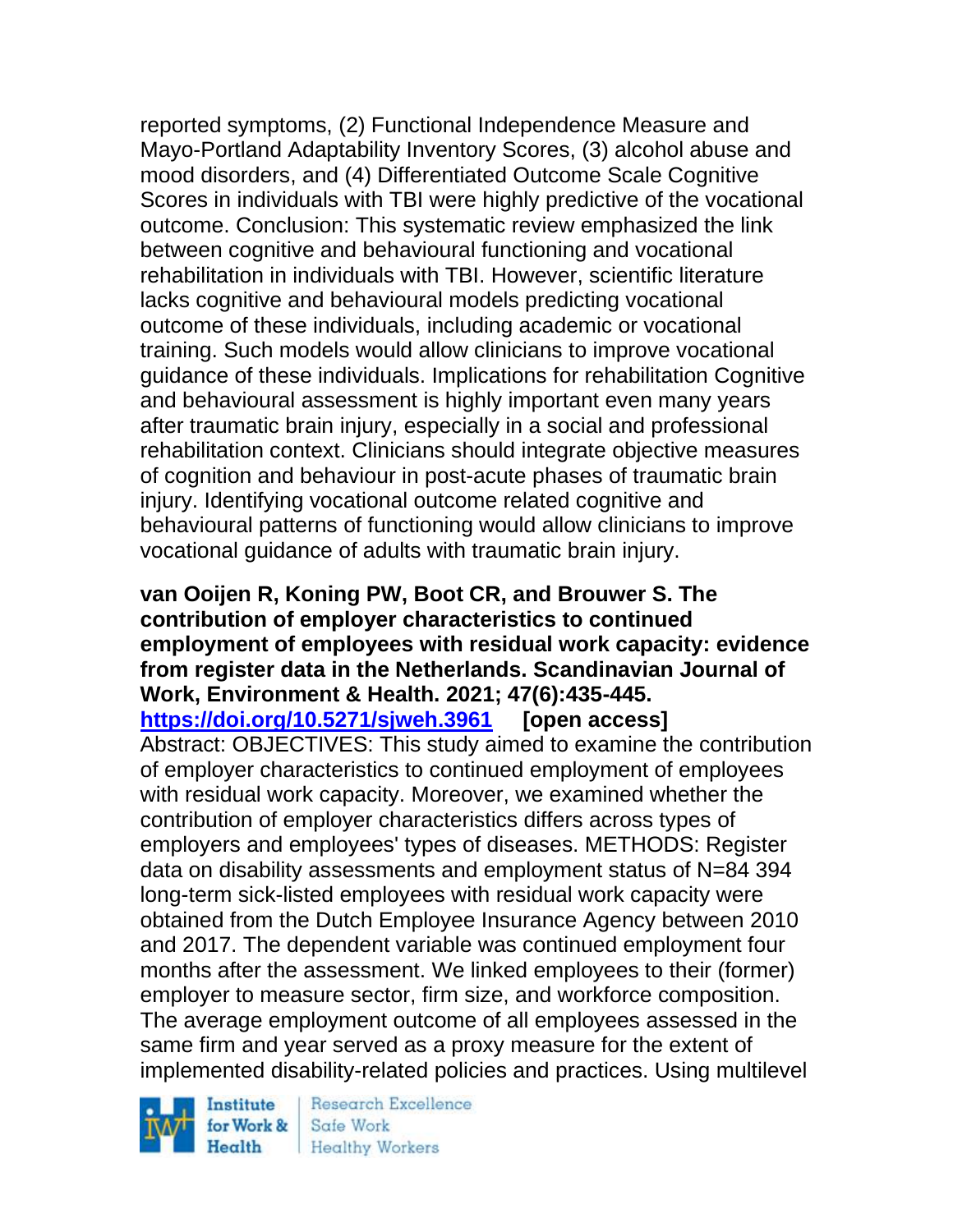reported symptoms, (2) Functional Independence Measure and Mayo-Portland Adaptability Inventory Scores, (3) alcohol abuse and mood disorders, and (4) Differentiated Outcome Scale Cognitive Scores in individuals with TBI were highly predictive of the vocational outcome. Conclusion: This systematic review emphasized the link between cognitive and behavioural functioning and vocational rehabilitation in individuals with TBI. However, scientific literature lacks cognitive and behavioural models predicting vocational outcome of these individuals, including academic or vocational training. Such models would allow clinicians to improve vocational guidance of these individuals. Implications for rehabilitation Cognitive and behavioural assessment is highly important even many years after traumatic brain injury, especially in a social and professional rehabilitation context. Clinicians should integrate objective measures of cognition and behaviour in post-acute phases of traumatic brain injury. Identifying vocational outcome related cognitive and behavioural patterns of functioning would allow clinicians to improve vocational guidance of adults with traumatic brain injury.

**van Ooijen R, Koning PW, Boot CR, and Brouwer S. The contribution of employer characteristics to continued employment of employees with residual work capacity: evidence from register data in the Netherlands. Scandinavian Journal of Work, Environment & Health. 2021; 47(6):435-445.**
**https://doi.org/10.5271/sjweh.3961** **[open access]**
Abstract: OBJECTIVES: This study aimed to examine the contribution of employer characteristics to continued employment of employees with residual work capacity. Moreover, we examined whether the contribution of employer characteristics differs across types of employers and employees' types of diseases. METHODS: Register data on disability assessments and employment status of N=84 394 long-term sick-listed employees with residual work capacity were obtained from the Dutch Employee Insurance Agency between 2010 and 2017. The dependent variable was continued employment four months after the assessment. We linked employees to their (former) employer to measure sector, firm size, and workforce composition. The average employment outcome of all employees assessed in the same firm and year served as a proxy measure for the extent of implemented disability-related policies and practices. Using multilevel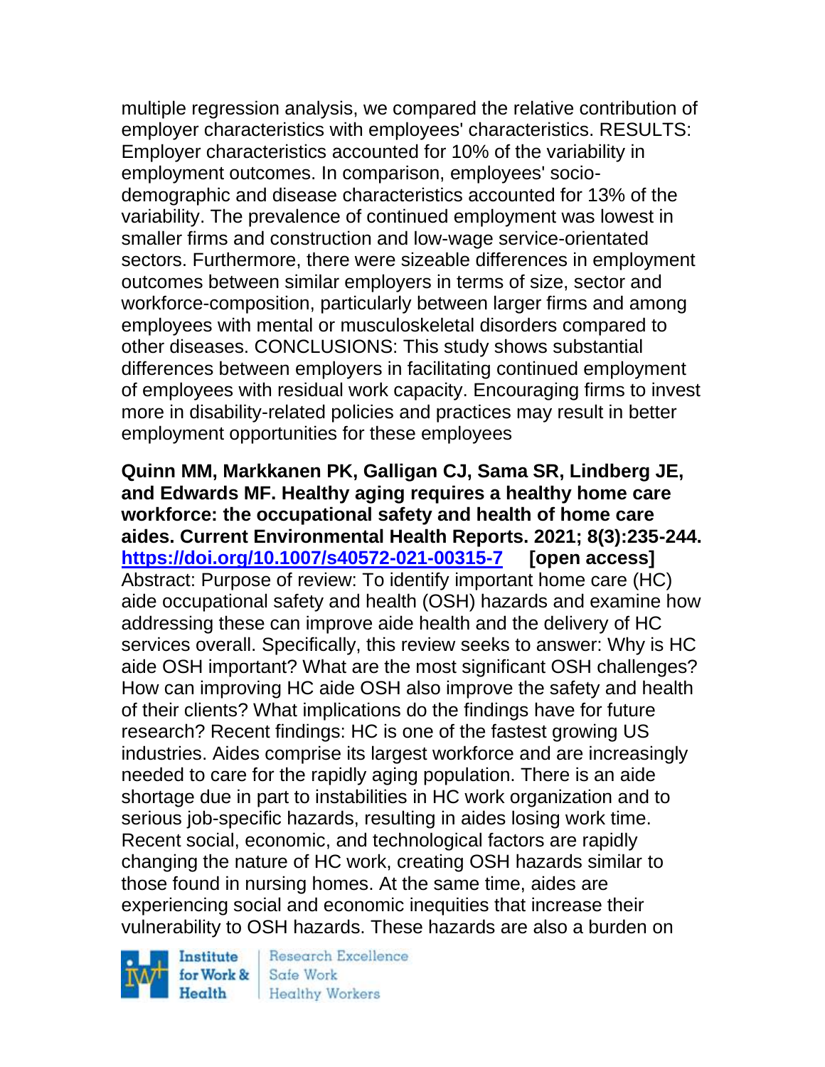multiple regression analysis, we compared the relative contribution of employer characteristics with employees' characteristics. RESULTS: Employer characteristics accounted for 10% of the variability in employment outcomes. In comparison, employees' socio-demographic and disease characteristics accounted for 13% of the variability. The prevalence of continued employment was lowest in smaller firms and construction and low-wage service-orientated sectors. Furthermore, there were sizeable differences in employment outcomes between similar employers in terms of size, sector and workforce-composition, particularly between larger firms and among employees with mental or musculoskeletal disorders compared to other diseases. CONCLUSIONS: This study shows substantial differences between employers in facilitating continued employment of employees with residual work capacity. Encouraging firms to invest more in disability-related policies and practices may result in better employment opportunities for these employees

**Quinn MM, Markkanen PK, Galligan CJ, Sama SR, Lindberg JE, and Edwards MF. Healthy aging requires a healthy home care workforce: the occupational safety and health of home care aides. Current Environmental Health Reports. 2021; 8(3):235-244. https://doi.org/10.1007/s40572-021-00315-7 [open access]**
Abstract: Purpose of review: To identify important home care (HC) aide occupational safety and health (OSH) hazards and examine how addressing these can improve aide health and the delivery of HC services overall. Specifically, this review seeks to answer: Why is HC aide OSH important? What are the most significant OSH challenges? How can improving HC aide OSH also improve the safety and health of their clients? What implications do the findings have for future research? Recent findings: HC is one of the fastest growing US industries. Aides comprise its largest workforce and are increasingly needed to care for the rapidly aging population. There is an aide shortage due in part to instabilities in HC work organization and to serious job-specific hazards, resulting in aides losing work time. Recent social, economic, and technological factors are rapidly changing the nature of HC work, creating OSH hazards similar to those found in nursing homes. At the same time, aides are experiencing social and economic inequities that increase their vulnerability to OSH hazards. These hazards are also a burden on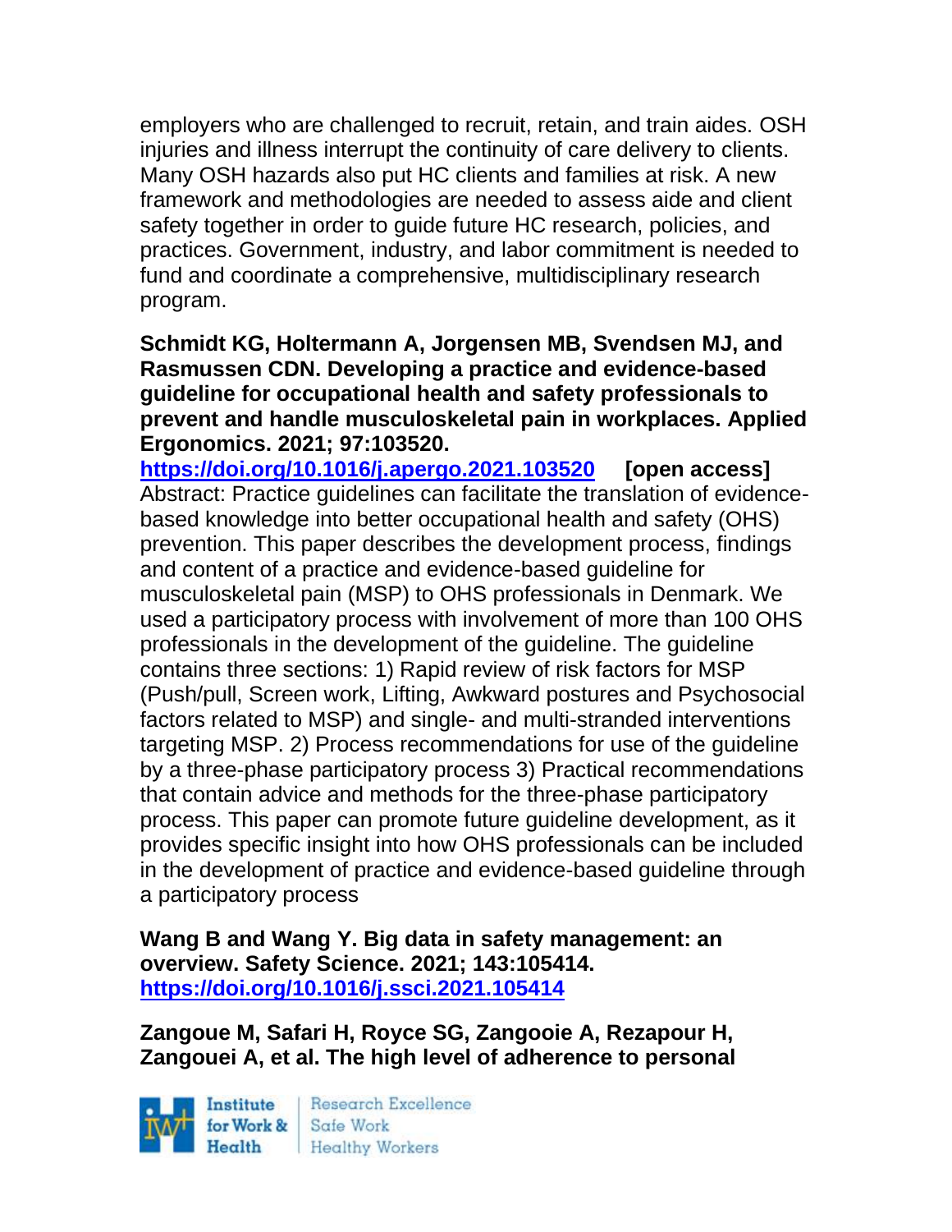employers who are challenged to recruit, retain, and train aides. OSH injuries and illness interrupt the continuity of care delivery to clients. Many OSH hazards also put HC clients and families at risk. A new framework and methodologies are needed to assess aide and client safety together in order to guide future HC research, policies, and practices. Government, industry, and labor commitment is needed to fund and coordinate a comprehensive, multidisciplinary research program.

**Schmidt KG, Holtermann A, Jorgensen MB, Svendsen MJ, and Rasmussen CDN. Developing a practice and evidence-based guideline for occupational health and safety professionals to prevent and handle musculoskeletal pain in workplaces. Applied Ergonomics. 2021; 97:103520.**
**https://doi.org/10.1016/j.apergo.2021.103520 [open access]**
Abstract: Practice guidelines can facilitate the translation of evidence-based knowledge into better occupational health and safety (OHS) prevention. This paper describes the development process, findings and content of a practice and evidence-based guideline for musculoskeletal pain (MSP) to OHS professionals in Denmark. We used a participatory process with involvement of more than 100 OHS professionals in the development of the guideline. The guideline contains three sections: 1) Rapid review of risk factors for MSP (Push/pull, Screen work, Lifting, Awkward postures and Psychosocial factors related to MSP) and single- and multi-stranded interventions targeting MSP. 2) Process recommendations for use of the guideline by a three-phase participatory process 3) Practical recommendations that contain advice and methods for the three-phase participatory process. This paper can promote future guideline development, as it provides specific insight into how OHS professionals can be included in the development of practice and evidence-based guideline through a participatory process

**Wang B and Wang Y. Big data in safety management: an overview. Safety Science. 2021; 143:105414.**
**https://doi.org/10.1016/j.ssci.2021.105414**

**Zangoue M, Safari H, Royce SG, Zangooie A, Rezapour H, Zangouei A, et al. The high level of adherence to personal**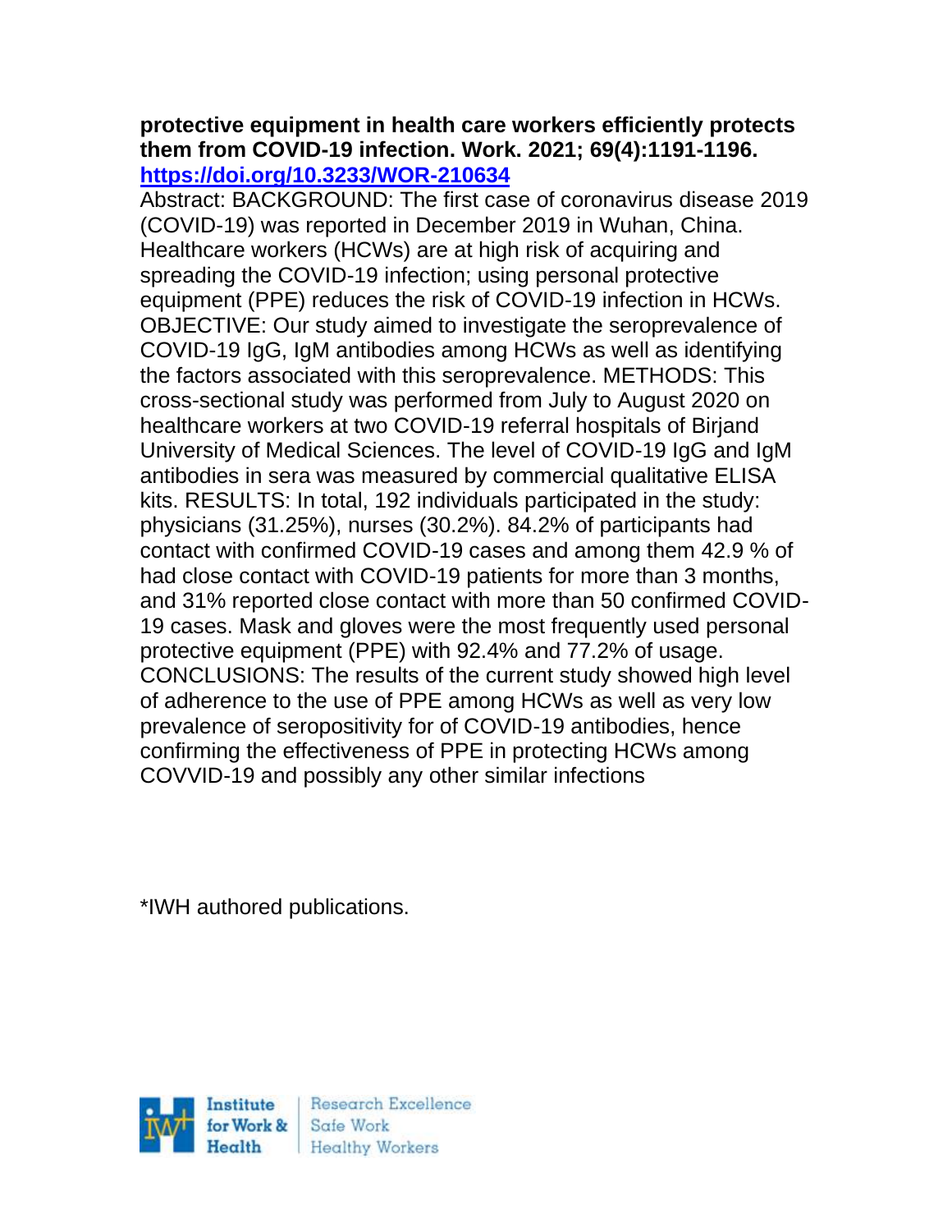**protective equipment in health care workers efficiently protects them from COVID-19 infection. Work. 2021; 69(4):1191-1196. https://doi.org/10.3233/WOR-210634**

Abstract: BACKGROUND: The first case of coronavirus disease 2019 (COVID-19) was reported in December 2019 in Wuhan, China. Healthcare workers (HCWs) are at high risk of acquiring and spreading the COVID-19 infection; using personal protective equipment (PPE) reduces the risk of COVID-19 infection in HCWs. OBJECTIVE: Our study aimed to investigate the seroprevalence of COVID-19 IgG, IgM antibodies among HCWs as well as identifying the factors associated with this seroprevalence. METHODS: This cross-sectional study was performed from July to August 2020 on healthcare workers at two COVID-19 referral hospitals of Birjand University of Medical Sciences. The level of COVID-19 IgG and IgM antibodies in sera was measured by commercial qualitative ELISA kits. RESULTS: In total, 192 individuals participated in the study: physicians (31.25%), nurses (30.2%). 84.2% of participants had contact with confirmed COVID-19 cases and among them 42.9 % of had close contact with COVID-19 patients for more than 3 months, and 31% reported close contact with more than 50 confirmed COVID-19 cases. Mask and gloves were the most frequently used personal protective equipment (PPE) with 92.4% and 77.2% of usage. CONCLUSIONS: The results of the current study showed high level of adherence to the use of PPE among HCWs as well as very low prevalence of seropositivity for of COVID-19 antibodies, hence confirming the effectiveness of PPE in protecting HCWs among COVVID-19 and possibly any other similar infections

*IWH authored publications.